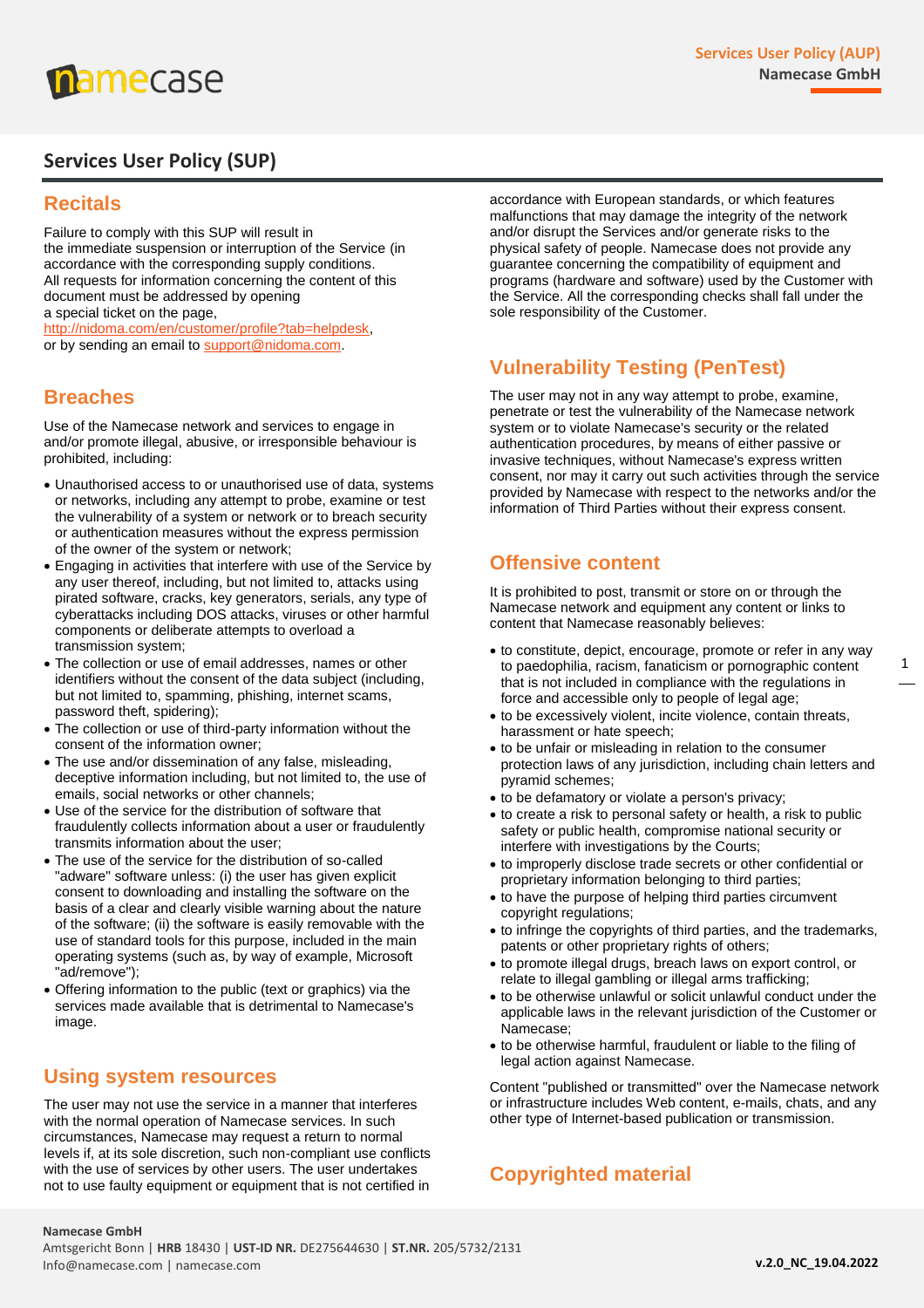## Services User Policy (SUP)

### Recitals

Failure to comply with this SUP will result in the immediate suspension or interruption of the Service (in accordance with the corresponding supply conditions. All requests for information concerning the content of this document must be addressed by opening a special ticket on the page, http://nidoma.com/en/customer/profile?tab=helpdesk, or by sending an email to support@nidoma.com.

### Breaches

Use of the Namecase network and services to engage in and/or promote illegal, abusive, or irresponsible behaviour is prohibited, including:

- Unauthorised access to or unauthorised use of data, systems or networks, including any attempt to probe, examine or test the vulnerability of a system or network or to breach security or authentication measures without the express permission of the owner of the system or network;
- Engaging in activities that interfere with use of the Service by any user thereof, including, but not limited to, attacks using pirated software, cracks, key generators, serials, any type of cyberattacks including DOS attacks, viruses or other harmful components or deliberate attempts to overload a transmission system;
- The collection or use of email addresses, names or other identifiers without the consent of the data subject (including, but not limited to, spamming, phishing, internet scams, password theft, spidering);
- The collection or use of third-party information without the consent of the information owner;
- The use and/or dissemination of any false, misleading, deceptive information including, but not limited to, the use of emails, social networks or other channels;
- Use of the service for the distribution of software that fraudulently collects information about a user or fraudulently transmits information about the user;
- The use of the service for the distribution of so-called "adware" software unless: (i) the user has given explicit consent to downloading and installing the software on the basis of a clear and clearly visible warning about the nature of the software; (ii) the software is easily removable with the use of standard tools for this purpose, included in the main operating systems (such as, by way of example, Microsoft "ad/remove");
- Offering information to the public (text or graphics) via the services made available that is detrimental to Namecase's image.

### Using system resources

The user may not use the service in a manner that interferes with the normal operation of Namecase services. In such circumstances, Namecase may request a return to normal levels if, at its sole discretion, such non-compliant use conflicts with the use of services by other users. The user undertakes not to use faulty equipment or equipment that is not certified in accordance with European standards, or which features malfunctions that may damage the integrity of the network and/or disrupt the Services and/or generate risks to the physical safety of people. Namecase does not provide any guarantee concerning the compatibility of equipment and programs (hardware and software) used by the Customer with the Service. All the corresponding checks shall fall under the sole responsibility of the Customer.

### Vulnerability Testing (PenTest)

The user may not in any way attempt to probe, examine, penetrate or test the vulnerability of the Namecase network system or to violate Namecase's security or the related authentication procedures, by means of either passive or invasive techniques, without Namecase's express written consent, nor may it carry out such activities through the service provided by Namecase with respect to the networks and/or the information of Third Parties without their express consent.

### Offensive content

It is prohibited to post, transmit or store on or through the Namecase network and equipment any content or links to content that Namecase reasonably believes:

- to constitute, depict, encourage, promote or refer in any way to paedophilia, racism, fanaticism or pornographic content that is not included in compliance with the regulations in force and accessible only to people of legal age;
- to be excessively violent, incite violence, contain threats, harassment or hate speech;
- to be unfair or misleading in relation to the consumer protection laws of any jurisdiction, including chain letters and pyramid schemes;
- to be defamatory or violate a person's privacy;
- to create a risk to personal safety or health, a risk to public safety or public health, compromise national security or interfere with investigations by the Courts;
- to improperly disclose trade secrets or other confidential or proprietary information belonging to third parties;
- to have the purpose of helping third parties circumvent copyright regulations;
- to infringe the copyrights of third parties, and the trademarks, patents or other proprietary rights of others;
- to promote illegal drugs, breach laws on export control, or relate to illegal gambling or illegal arms trafficking;
- to be otherwise unlawful or solicit unlawful conduct under the applicable laws in the relevant jurisdiction of the Customer or Namecase;
- to be otherwise harmful, fraudulent or liable to the filing of legal action against Namecase.

Content "published or transmitted" over the Namecase network or infrastructure includes Web content, e-mails, chats, and any other type of Internet-based publication or transmission.

### Copyrighted material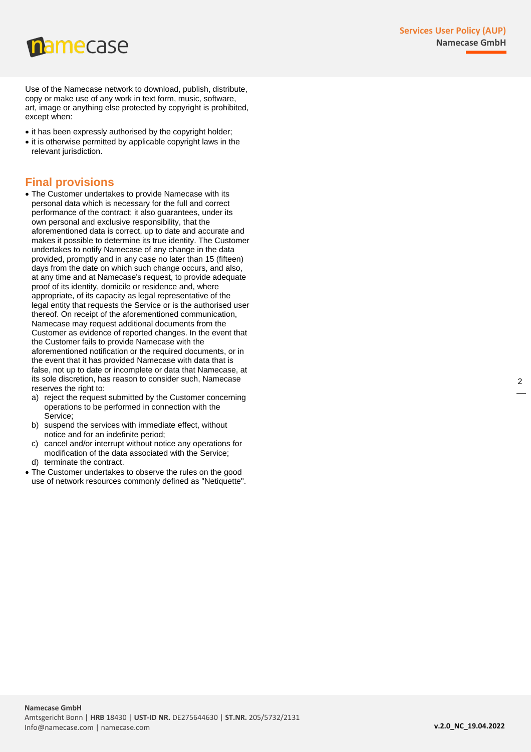Use of the Namecase network to download, publish, distribute, copy or make use of any work in text form, music, software, art, image or anything else protected by copyright is prohibited, except when:

- it has been expressly authorised by the copyright holder;
- it is otherwise permitted by applicable copyright laws in the relevant jurisdiction.

## Final provisions

- The Customer undertakes to provide Namecase with its personal data which is necessary for the full and correct performance of the contract; it also guarantees, under its own personal and exclusive responsibility, that the aforementioned data is correct, up to date and accurate and makes it possible to determine its true identity. The Customer undertakes to notify Namecase of any change in the data provided, promptly and in any case no later than 15 (fifteen) days from the date on which such change occurs, and also, at any time and at Namecase's request, to provide adequate proof of its identity, domicile or residence and, where appropriate, of its capacity as legal representative of the legal entity that requests the Service or is the authorised user thereof. On receipt of the aforementioned communication, Namecase may request additional documents from the Customer as evidence of reported changes. In the event that the Customer fails to provide Namecase with the aforementioned notification or the required documents, or in the event that it has provided Namecase with data that is false, not up to date or incomplete or data that Namecase, at its sole discretion, has reason to consider such, Namecase reserves the right to:
  a) reject the request submitted by the Customer concerning operations to be performed in connection with the Service;
  b) suspend the services with immediate effect, without notice and for an indefinite period;
  c) cancel and/or interrupt without notice any operations for modification of the data associated with the Service;
  d) terminate the contract.
- The Customer undertakes to observe the rules on the good use of network resources commonly defined as "Netiquette".